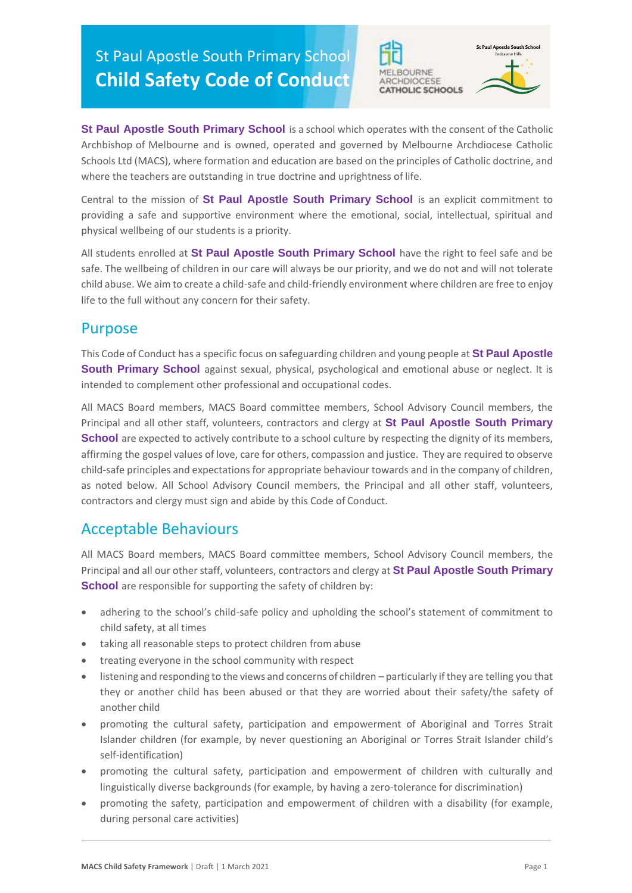# St Paul Apostle South Primary School
# Child Safety Code of Conduct

**St Paul Apostle South Primary School** is a school which operates with the consent of the Catholic Archbishop of Melbourne and is owned, operated and governed by Melbourne Archdiocese Catholic Schools Ltd (MACS), where formation and education are based on the principles of Catholic doctrine, and where the teachers are outstanding in true doctrine and uprightness of life.

Central to the mission of **St Paul Apostle South Primary School** is an explicit commitment to providing a safe and supportive environment where the emotional, social, intellectual, spiritual and physical wellbeing of our students is a priority.

All students enrolled at **St Paul Apostle South Primary School** have the right to feel safe and be safe. The wellbeing of children in our care will always be our priority, and we do not and will not tolerate child abuse. We aim to create a child-safe and child-friendly environment where children are free to enjoy life to the full without any concern for their safety.

## Purpose

This Code of Conduct has a specific focus on safeguarding children and young people at **St Paul Apostle South Primary School** against sexual, physical, psychological and emotional abuse or neglect. It is intended to complement other professional and occupational codes.

All MACS Board members, MACS Board committee members, School Advisory Council members, the Principal and all other staff, volunteers, contractors and clergy at **St Paul Apostle South Primary School** are expected to actively contribute to a school culture by respecting the dignity of its members, affirming the gospel values of love, care for others, compassion and justice. They are required to observe child-safe principles and expectations for appropriate behaviour towards and in the company of children, as noted below. All School Advisory Council members, the Principal and all other staff, volunteers, contractors and clergy must sign and abide by this Code of Conduct.

## Acceptable Behaviours

All MACS Board members, MACS Board committee members, School Advisory Council members, the Principal and all our other staff, volunteers, contractors and clergy at **St Paul Apostle South Primary School** are responsible for supporting the safety of children by:

- adhering to the school's child-safe policy and upholding the school's statement of commitment to child safety, at all times
- taking all reasonable steps to protect children from abuse
- treating everyone in the school community with respect
- listening and responding to the views and concerns of children – particularly if they are telling you that they or another child has been abused or that they are worried about their safety/the safety of another child
- promoting the cultural safety, participation and empowerment of Aboriginal and Torres Strait Islander children (for example, by never questioning an Aboriginal or Torres Strait Islander child's self-identification)
- promoting the cultural safety, participation and empowerment of children with culturally and linguistically diverse backgrounds (for example, by having a zero-tolerance for discrimination)
- promoting the safety, participation and empowerment of children with a disability (for example, during personal care activities)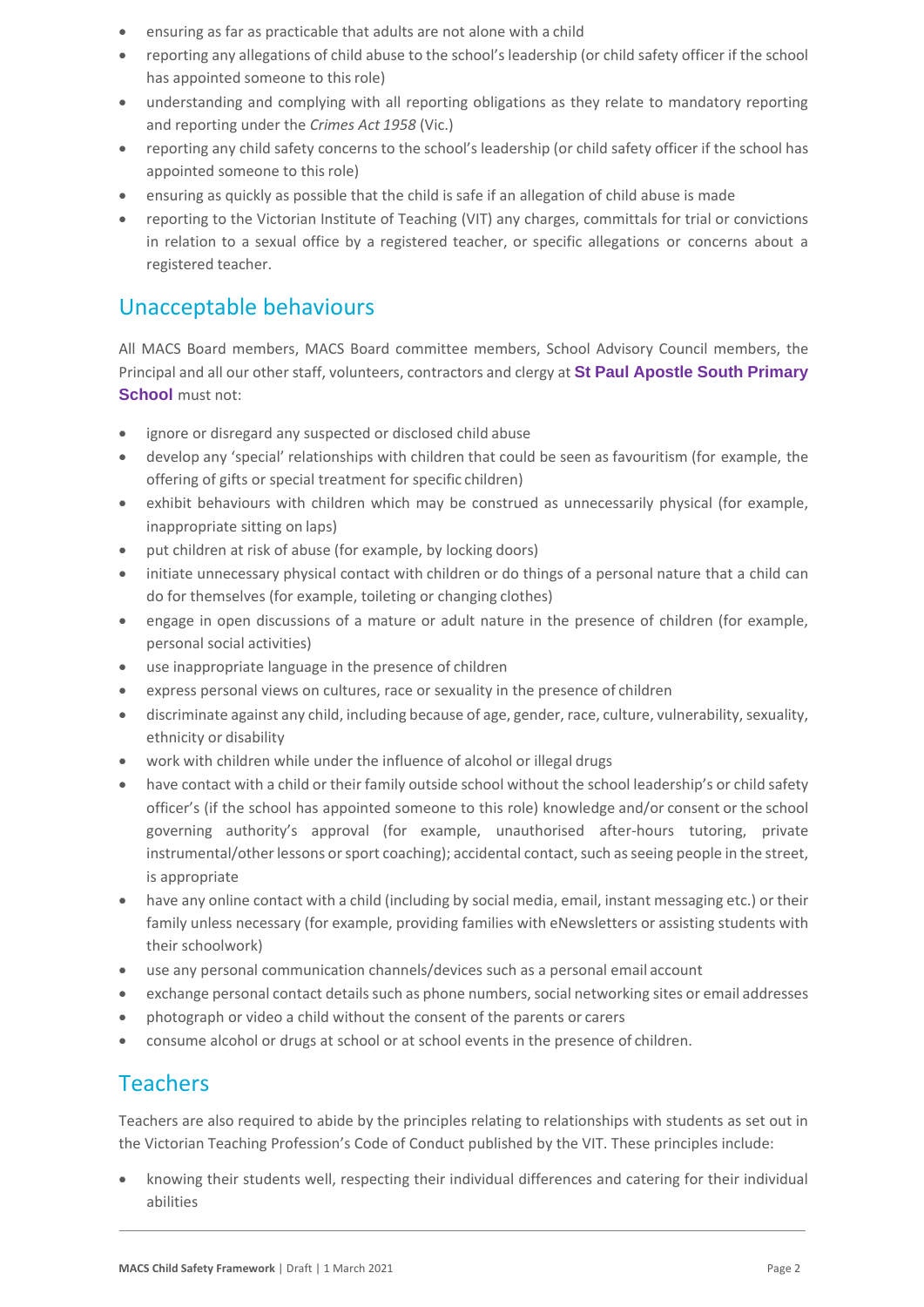- ensuring as far as practicable that adults are not alone with a child
- reporting any allegations of child abuse to the school's leadership (or child safety officer if the school has appointed someone to this role)
- understanding and complying with all reporting obligations as they relate to mandatory reporting and reporting under the *Crimes Act 1958* (Vic.)
- reporting any child safety concerns to the school's leadership (or child safety officer if the school has appointed someone to this role)
- ensuring as quickly as possible that the child is safe if an allegation of child abuse is made
- reporting to the Victorian Institute of Teaching (VIT) any charges, committals for trial or convictions in relation to a sexual office by a registered teacher, or specific allegations or concerns about a registered teacher.

## Unacceptable behaviours

All MACS Board members, MACS Board committee members, School Advisory Council members, the Principal and all our other staff, volunteers, contractors and clergy at **St Paul Apostle South Primary School** must not:

- ignore or disregard any suspected or disclosed child abuse
- develop any 'special' relationships with children that could be seen as favouritism (for example, the offering of gifts or special treatment for specific children)
- exhibit behaviours with children which may be construed as unnecessarily physical (for example, inappropriate sitting on laps)
- put children at risk of abuse (for example, by locking doors)
- initiate unnecessary physical contact with children or do things of a personal nature that a child can do for themselves (for example, toileting or changing clothes)
- engage in open discussions of a mature or adult nature in the presence of children (for example, personal social activities)
- use inappropriate language in the presence of children
- express personal views on cultures, race or sexuality in the presence of children
- discriminate against any child, including because of age, gender, race, culture, vulnerability, sexuality, ethnicity or disability
- work with children while under the influence of alcohol or illegal drugs
- have contact with a child or their family outside school without the school leadership's or child safety officer's (if the school has appointed someone to this role) knowledge and/or consent or the school governing authority's approval (for example, unauthorised after-hours tutoring, private instrumental/other lessons or sport coaching); accidental contact, such as seeing people in the street, is appropriate
- have any online contact with a child (including by social media, email, instant messaging etc.) or their family unless necessary (for example, providing families with eNewsletters or assisting students with their schoolwork)
- use any personal communication channels/devices such as a personal email account
- exchange personal contact details such as phone numbers, social networking sites or email addresses
- photograph or video a child without the consent of the parents or carers
- consume alcohol or drugs at school or at school events in the presence of children.

## Teachers

Teachers are also required to abide by the principles relating to relationships with students as set out in the Victorian Teaching Profession's Code of Conduct published by the VIT. These principles include:

- knowing their students well, respecting their individual differences and catering for their individual abilities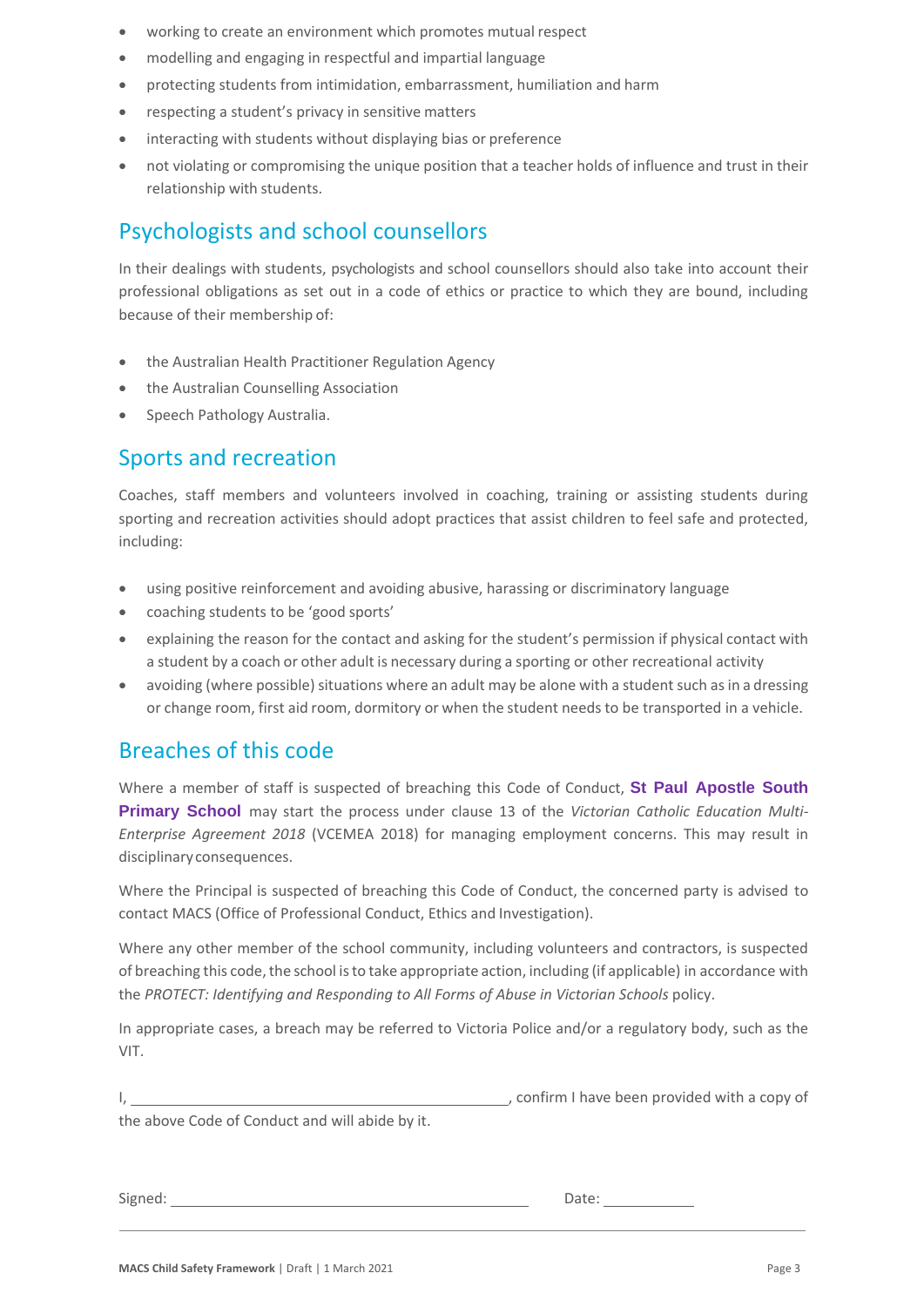- working to create an environment which promotes mutual respect
- modelling and engaging in respectful and impartial language
- protecting students from intimidation, embarrassment, humiliation and harm
- respecting a student's privacy in sensitive matters
- interacting with students without displaying bias or preference
- not violating or compromising the unique position that a teacher holds of influence and trust in their relationship with students.

## Psychologists and school counsellors

In their dealings with students, psychologists and school counsellors should also take into account their professional obligations as set out in a code of ethics or practice to which they are bound, including because of their membership of:

- the Australian Health Practitioner Regulation Agency
- the Australian Counselling Association
- Speech Pathology Australia.

## Sports and recreation

Coaches, staff members and volunteers involved in coaching, training or assisting students during sporting and recreation activities should adopt practices that assist children to feel safe and protected, including:

- using positive reinforcement and avoiding abusive, harassing or discriminatory language
- coaching students to be 'good sports'
- explaining the reason for the contact and asking for the student's permission if physical contact with a student by a coach or other adult is necessary during a sporting or other recreational activity
- avoiding (where possible) situations where an adult may be alone with a student such as in a dressing or change room, first aid room, dormitory or when the student needs to be transported in a vehicle.

## Breaches of this code

Where a member of staff is suspected of breaching this Code of Conduct, **St Paul Apostle South Primary School** may start the process under clause 13 of the *Victorian Catholic Education Multi-Enterprise Agreement 2018* (VCEMEA 2018) for managing employment concerns. This may result in disciplinary consequences.

Where the Principal is suspected of breaching this Code of Conduct, the concerned party is advised to contact MACS (Office of Professional Conduct, Ethics and Investigation).

Where any other member of the school community, including volunteers and contractors, is suspected of breaching this code, the school is to take appropriate action, including (if applicable) in accordance with the *PROTECT: Identifying and Responding to All Forms of Abuse in Victorian Schools* policy.

In appropriate cases, a breach may be referred to Victoria Police and/or a regulatory body, such as the VIT.

I, ________________________________________________, confirm I have been provided with a copy of the above Code of Conduct and will abide by it.

Signed: ________________________________________________ Date: ____________